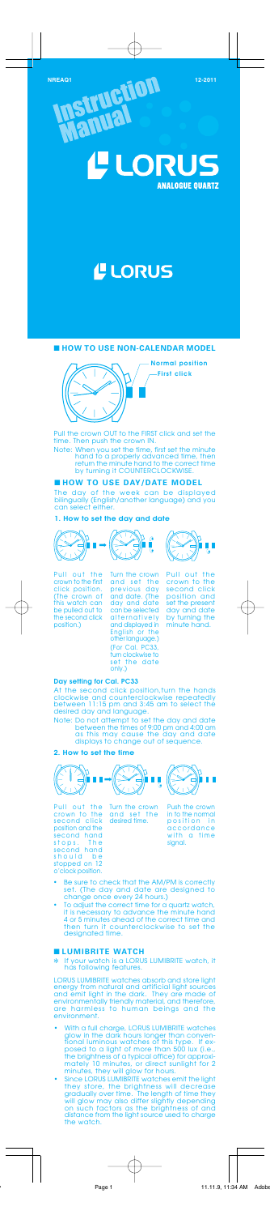NREAQ1 12-2011

# Instruction Manual

# LORUS
**ANALOGUE QUARTZ**

# LORUS

## ■ HOW TO USE NON-CALENDAR MODEL

Normal position
First click

Pull the crown OUT to the FIRST click and set the time. Then push the crown IN.

Note: When you set the time, first set the minute hand to a properly advanced time, then return the minute hand to the correct time by turning it COUNTERCLOCKWISE.

## ■ HOW TO USE DAY/DATE MODEL

The day of the week can be displayed bilingually (English/another language) and you can select either.

### 1. How to set the day and date

Pull out the crown to the first click position. (The crown of this watch can be pulled out to the second click position.)

Turn the crown and set the previous day and date. (The day and date can be selected alternatively and displayed in English or the other language.) (For Cal. PC33, turn clockwise to set the date only.)

Pull out the crown to the second click position and set the present day and date by turning the minute hand.

#### Day setting for Cal. PC33

At the second click position, turn the hands clockwise and counterclockwise repeatedly between 11:15 pm and 3:45 am to select the desired day and language.

Note: Do not attempt to set the day and date between the times of 9:00 pm and 4:00 am as this may cause the day and date displays to change out of sequence.

### 2. How to set the time

Pull out the crown to the second click position and the second hand stops. The second hand should be stopped on 12 o'clock position.

Turn the crown and set the desired time.

Push the crown in to the normal position in accordance with a time signal.

- Be sure to check that the AM/PM is correctly set. (The day and date are designed to change once every 24 hours.)
- To adjust the correct time for a quartz watch, it is necessary to advance the minute hand 4 or 5 minutes ahead of the correct time and then turn it counterclockwise to set the designated time.

## ■ LUMIBRITE WATCH

* If your watch is a LORUS LUMIBRITE watch, it has following features.

LORUS LUMIBRITE watches absorb and store light energy from natural and artificial light sources and emit light in the dark. They are made of environmentally friendly material, and therefore, are harmless to human beings and the environment.

- With a full charge, LORUS LUMIBRITE watches glow in the dark hours longer than conventional luminous watches of this type. If exposed to a light of more than 500 lux (i.e., the brightness of a typical office) for approximately 10 minutes, or direct sunlight for 2 minutes, they will glow for hours.
- Since LORUS LUMIBRITE watches emit the light they store, the brightness will decrease gradually over time. The length of time they will glow may also differ slightly depending on such factors as the brightness of and distance from the light source used to charge the watch.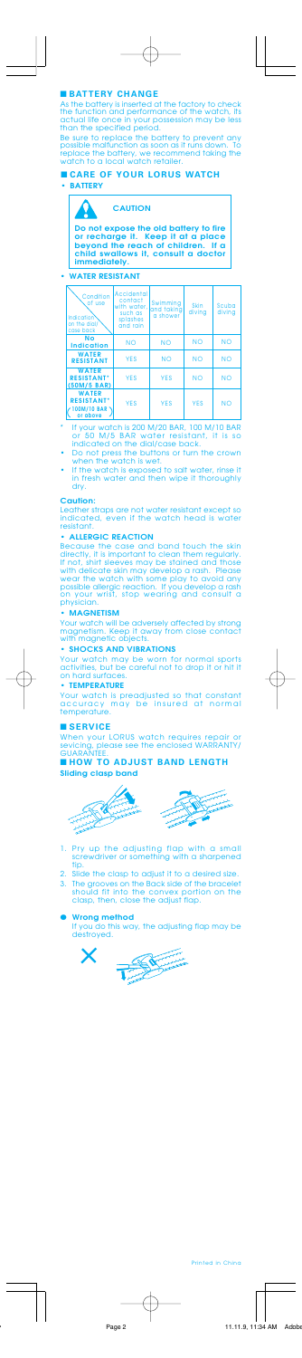## ■ BATTERY CHANGE

As the battery is inserted at the factory to check the function and performance of the watch, its actual life once in your possession may be less than the specified period.

Be sure to replace the battery to prevent any possible malfunction as soon as it runs down. To replace the battery, we recommend taking the watch to a local watch retailer.

## ■ CARE OF YOUR LORUS WATCH

### • BATTERY

**CAUTION**

**Do not expose the old battery to fire or recharge it. Keep it at a place beyond the reach of children. If a child swallows it, consult a doctor immediately.**

### • WATER RESISTANT

| Condition of use / Indication on the dial/ case back | Accidental contact with water, such as splashes and rain | Swimming and taking a shower | Skin diving | Scuba diving |
|---|---|---|---|---|
| **No Indication** | NO | NO | NO | NO |
| **WATER RESISTANT** | YES | NO | NO | NO |
| **WATER RESISTANT* (50M/5 BAR)** | YES | YES | NO | NO |
| **WATER RESISTANT* 100M/10 BAR or above** | YES | YES | YES | NO |

- \* If your watch is 200 M/20 BAR, 100 M/10 BAR or 50 M/5 BAR water resistant, it is so indicated on the dial/case back.
- Do not press the buttons or turn the crown when the watch is wet.
- If the watch is exposed to salt water, rinse it in fresh water and then wipe it thoroughly dry.

**Caution:**

Leather straps are not water resistant except so indicated, even if the watch head is water resistant.

### • ALLERGIC REACTION

Because the case and band touch the skin directly, it is important to clean them regularly. If not, shirt sleeves may be stained and those with delicate skin may develop a rash. Please wear the watch with some play to avoid any possible allergic reaction. If you develop a rash on your wrist, stop wearing and consult a physician.

### • MAGNETISM

Your watch will be adversely affected by strong magnetism. Keep it away from close contact with magnetic objects.

### • SHOCKS AND VIBRATIONS

Your watch may be worn for normal sports activities, but be careful not to drop it or hit it on hard surfaces.

### • TEMPERATURE

Your watch is preadjusted so that constant accuracy may be insured at normal temperature.

## ■ SERVICE

When your LORUS watch requires repair or servicing, please see the enclosed WARRANTY/ GUARANTEE.

## ■ HOW TO ADJUST BAND LENGTH

**Sliding clasp band**

1. Pry up the adjusting flap with a small screwdriver or something with a sharpened tip.
2. Slide the clasp to adjust it to a desired size.
3. The grooves on the Back side of the bracelet should fit into the convex portion on the clasp, then, close the adjust flap.

### ● Wrong method

If you do this way, the adjusting flap may be destroyed.

Printed in China